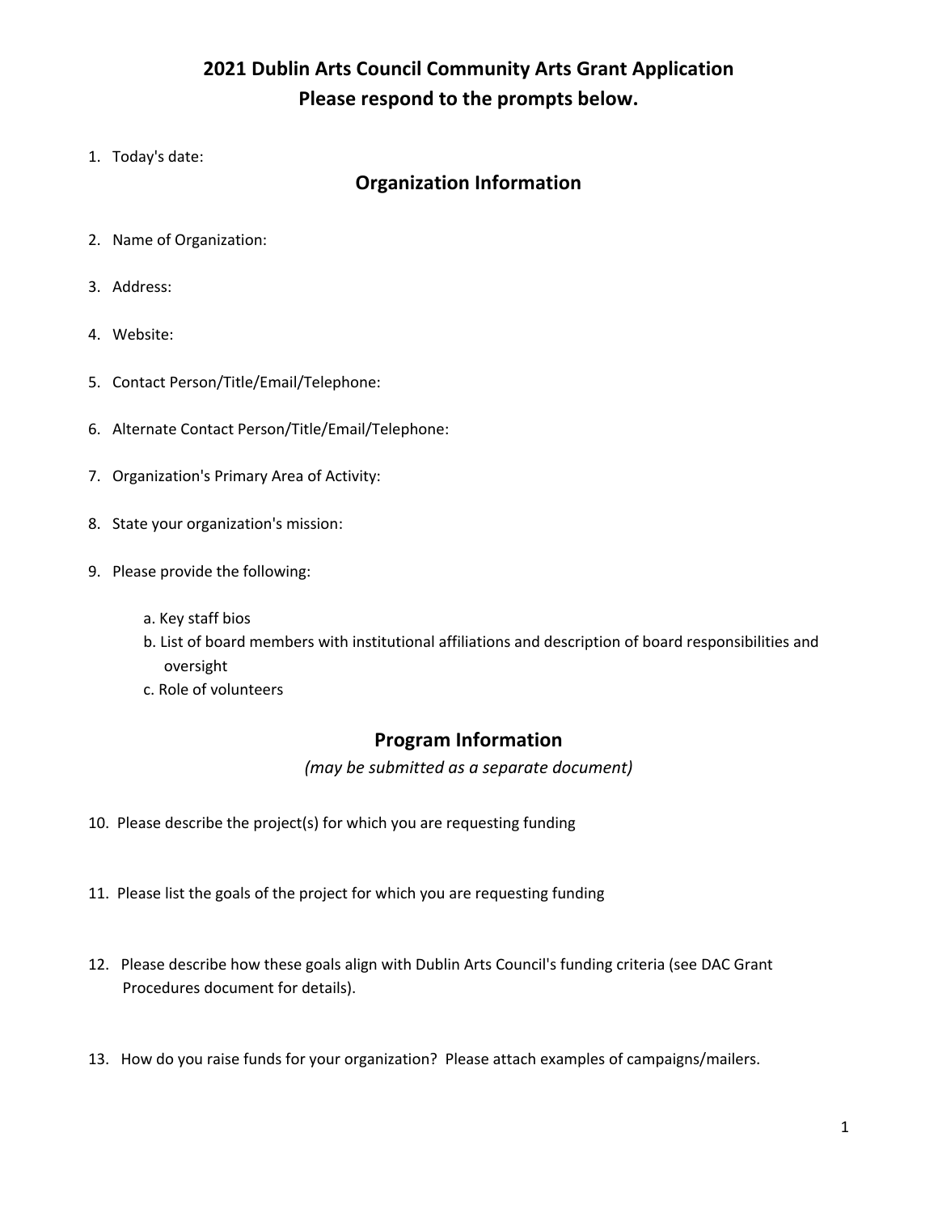# 2021 Dublin Arts Council Community Arts Grant Application
# Please respond to the prompts below.

1. Today's date:

## Organization Information

2. Name of Organization:
3. Address:
4. Website:
5. Contact Person/Title/Email/Telephone:
6. Alternate Contact Person/Title/Email/Telephone:
7. Organization's Primary Area of Activity:
8. State your organization's mission:
9. Please provide the following:
   a. Key staff bios
   b. List of board members with institutional affiliations and description of board responsibilities and oversight
   c. Role of volunteers

## Program Information

*(may be submitted as a separate document)*

10. Please describe the project(s) for which you are requesting funding
11. Please list the goals of the project for which you are requesting funding
12. Please describe how these goals align with Dublin Arts Council's funding criteria (see DAC Grant Procedures document for details).
13. How do you raise funds for your organization? Please attach examples of campaigns/mailers.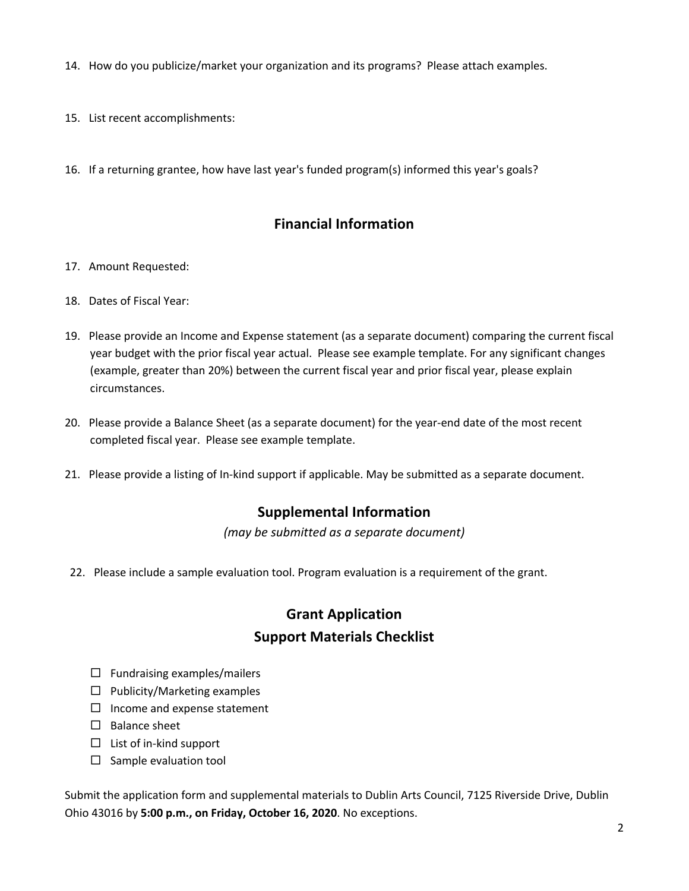14. How do you publicize/market your organization and its programs? Please attach examples.

15. List recent accomplishments:

16. If a returning grantee, how have last year's funded program(s) informed this year's goals?

## Financial Information

17. Amount Requested:

18. Dates of Fiscal Year:

19. Please provide an Income and Expense statement (as a separate document) comparing the current fiscal year budget with the prior fiscal year actual. Please see example template. For any significant changes (example, greater than 20%) between the current fiscal year and prior fiscal year, please explain circumstances.

20. Please provide a Balance Sheet (as a separate document) for the year-end date of the most recent completed fiscal year. Please see example template.

21. Please provide a listing of In-kind support if applicable. May be submitted as a separate document.

## Supplemental Information

*(may be submitted as a separate document)*

22. Please include a sample evaluation tool. Program evaluation is a requirement of the grant.

## Grant Application
## Support Materials Checklist

- ☐ Fundraising examples/mailers
- ☐ Publicity/Marketing examples
- ☐ Income and expense statement
- ☐ Balance sheet
- ☐ List of in-kind support
- ☐ Sample evaluation tool

Submit the application form and supplemental materials to Dublin Arts Council, 7125 Riverside Drive, Dublin Ohio 43016 by **5:00 p.m., on Friday, October 16, 2020**. No exceptions.